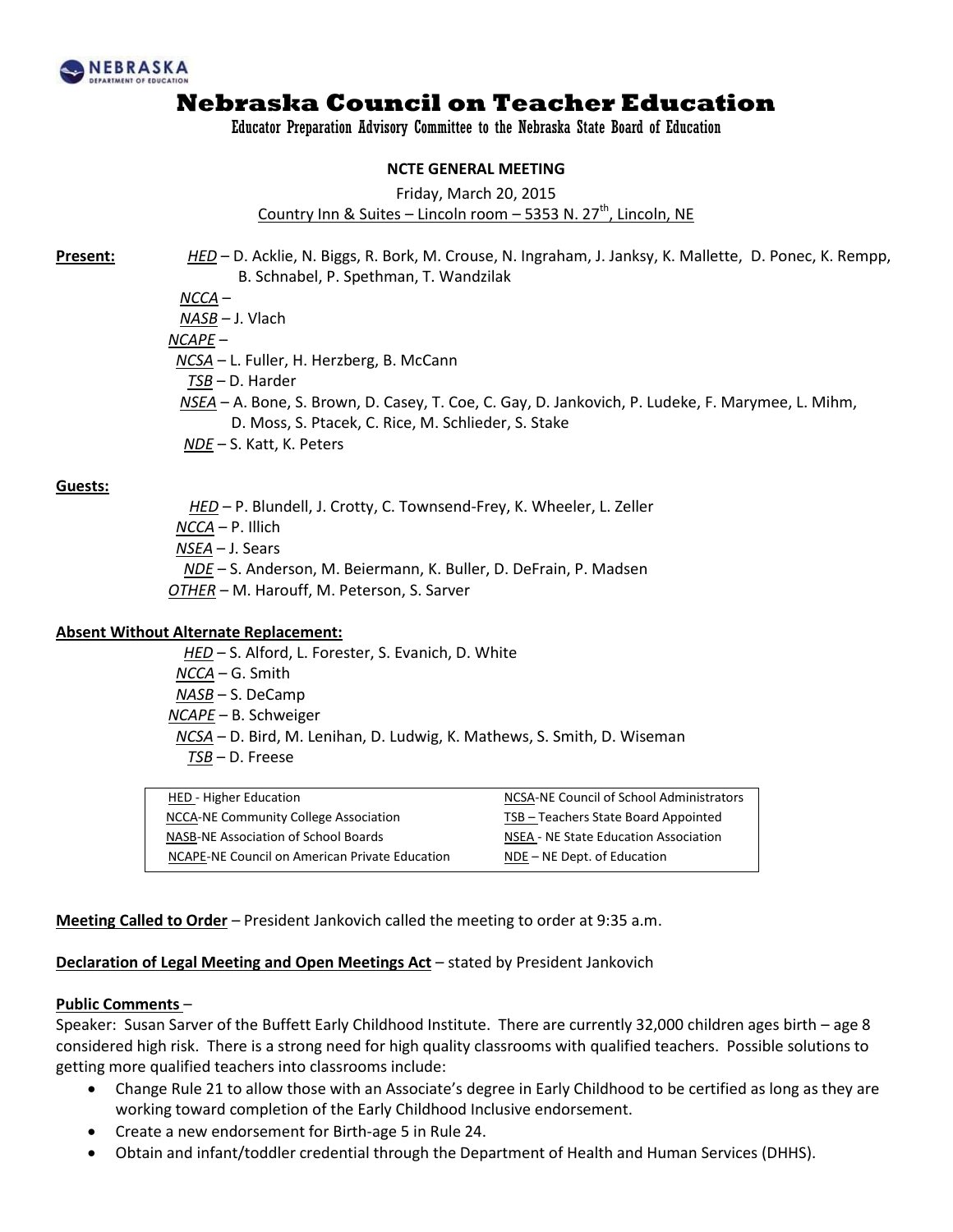NEBRASKA DEPARTMENT OF EDUCATION

# Nebraska Council on Teacher Education

Educator Preparation Advisory Committee to the Nebraska State Board of Education

**NCTE GENERAL MEETING**

Friday, March 20, 2015
Country Inn & Suites – Lincoln room – 5353 N. 27th, Lincoln, NE

**Present:**

*HED* – D. Acklie, N. Biggs, R. Bork, M. Crouse, N. Ingraham, J. Janksy, K. Mallette, D. Ponec, K. Rempp, B. Schnabel, P. Spethman, T. Wandzilak
*NCCA* –
*NASB* – J. Vlach
*NCAPE* –
*NCSA* – L. Fuller, H. Herzberg, B. McCann
*TSB* – D. Harder
*NSEA* – A. Bone, S. Brown, D. Casey, T. Coe, C. Gay, D. Jankovich, P. Ludeke, F. Marymee, L. Mihm, D. Moss, S. Ptacek, C. Rice, M. Schlieder, S. Stake
*NDE* – S. Katt, K. Peters

**Guests:**

*HED* – P. Blundell, J. Crotty, C. Townsend-Frey, K. Wheeler, L. Zeller
*NCCA* – P. Illich
*NSEA* – J. Sears
*NDE* – S. Anderson, M. Beiermann, K. Buller, D. DeFrain, P. Madsen
*OTHER* – M. Harouff, M. Peterson, S. Sarver

**Absent Without Alternate Replacement:**

*HED* – S. Alford, L. Forester, S. Evanich, D. White
*NCCA* – G. Smith
*NASB* – S. DeCamp
*NCAPE* – B. Schweiger
*NCSA* – D. Bird, M. Lenihan, D. Ludwig, K. Mathews, S. Smith, D. Wiseman
*TSB* – D. Freese

| | |
|---|---|
| HED - Higher Education | NCSA-NE Council of School Administrators |
| NCCA-NE Community College Association | TSB – Teachers State Board Appointed |
| NASB-NE Association of School Boards | NSEA - NE State Education Association |
| NCAPE-NE Council on American Private Education | NDE – NE Dept. of Education |

**Meeting Called to Order** – President Jankovich called the meeting to order at 9:35 a.m.

**Declaration of Legal Meeting and Open Meetings Act** – stated by President Jankovich

**Public Comments** –

Speaker: Susan Sarver of the Buffett Early Childhood Institute. There are currently 32,000 children ages birth – age 8 considered high risk. There is a strong need for high quality classrooms with qualified teachers. Possible solutions to getting more qualified teachers into classrooms include:

- Change Rule 21 to allow those with an Associate's degree in Early Childhood to be certified as long as they are working toward completion of the Early Childhood Inclusive endorsement.
- Create a new endorsement for Birth-age 5 in Rule 24.
- Obtain and infant/toddler credential through the Department of Health and Human Services (DHHS).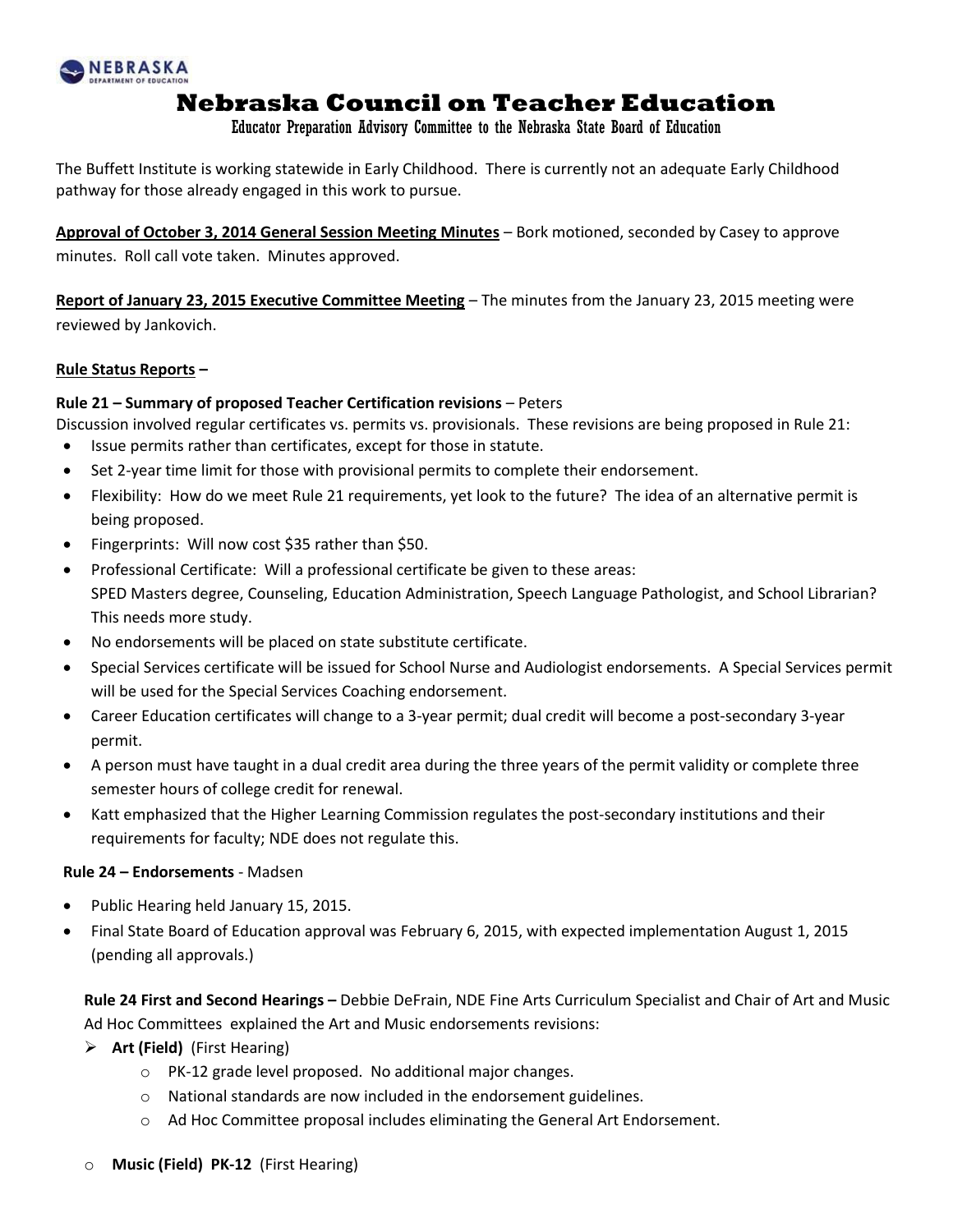The Buffett Institute is working statewide in Early Childhood. There is currently not an adequate Early Childhood pathway for those already engaged in this work to pursue.

**Approval of October 3, 2014 General Session Meeting Minutes** – Bork motioned, seconded by Casey to approve minutes. Roll call vote taken. Minutes approved.

**Report of January 23, 2015 Executive Committee Meeting** – The minutes from the January 23, 2015 meeting were reviewed by Jankovich.

**Rule Status Reports –**

**Rule 21 – Summary of proposed Teacher Certification revisions** – Peters

Discussion involved regular certificates vs. permits vs. provisionals. These revisions are being proposed in Rule 21:

- Issue permits rather than certificates, except for those in statute.
- Set 2-year time limit for those with provisional permits to complete their endorsement.
- Flexibility: How do we meet Rule 21 requirements, yet look to the future? The idea of an alternative permit is being proposed.
- Fingerprints: Will now cost $35 rather than $50.
- Professional Certificate: Will a professional certificate be given to these areas: SPED Masters degree, Counseling, Education Administration, Speech Language Pathologist, and School Librarian? This needs more study.
- No endorsements will be placed on state substitute certificate.
- Special Services certificate will be issued for School Nurse and Audiologist endorsements. A Special Services permit will be used for the Special Services Coaching endorsement.
- Career Education certificates will change to a 3-year permit; dual credit will become a post-secondary 3-year permit.
- A person must have taught in a dual credit area during the three years of the permit validity or complete three semester hours of college credit for renewal.
- Katt emphasized that the Higher Learning Commission regulates the post-secondary institutions and their requirements for faculty; NDE does not regulate this.

**Rule 24 – Endorsements** - Madsen

- Public Hearing held January 15, 2015.
- Final State Board of Education approval was February 6, 2015, with expected implementation August 1, 2015 (pending all approvals.)

**Rule 24 First and Second Hearings –** Debbie DeFrain, NDE Fine Arts Curriculum Specialist and Chair of Art and Music Ad Hoc Committees explained the Art and Music endorsements revisions:

- **Art (Field)** (First Hearing)
  - PK-12 grade level proposed. No additional major changes.
  - National standards are now included in the endorsement guidelines.
  - Ad Hoc Committee proposal includes eliminating the General Art Endorsement.
- **Music (Field) PK-12** (First Hearing)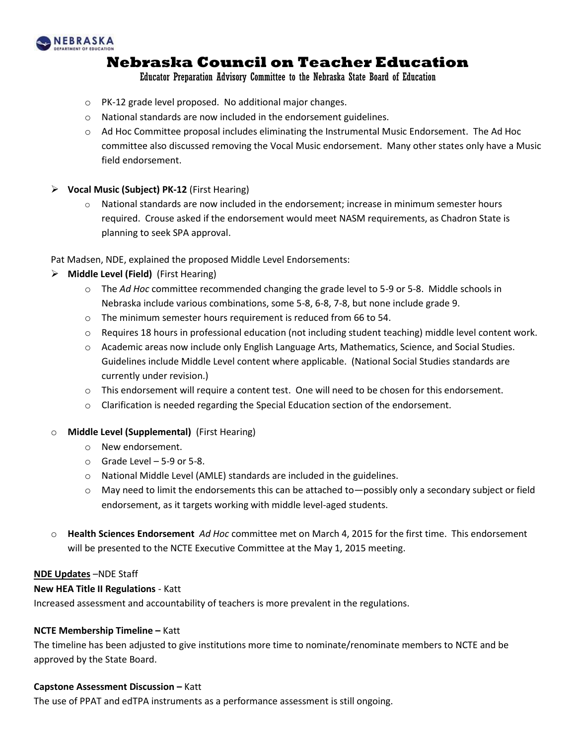- PK-12 grade level proposed. No additional major changes.
   - National standards are now included in the endorsement guidelines.
   - Ad Hoc Committee proposal includes eliminating the Instrumental Music Endorsement. The Ad Hoc committee also discussed removing the Vocal Music endorsement. Many other states only have a Music field endorsement.

- **Vocal Music (Subject) PK-12** (First Hearing)
   - National standards are now included in the endorsement; increase in minimum semester hours required. Crouse asked if the endorsement would meet NASM requirements, as Chadron State is planning to seek SPA approval.

Pat Madsen, NDE, explained the proposed Middle Level Endorsements:

- **Middle Level (Field)** (First Hearing)
   - The *Ad Hoc* committee recommended changing the grade level to 5-9 or 5-8. Middle schools in Nebraska include various combinations, some 5-8, 6-8, 7-8, but none include grade 9.
   - The minimum semester hours requirement is reduced from 66 to 54.
   - Requires 18 hours in professional education (not including student teaching) middle level content work.
   - Academic areas now include only English Language Arts, Mathematics, Science, and Social Studies. Guidelines include Middle Level content where applicable. (National Social Studies standards are currently under revision.)
   - This endorsement will require a content test. One will need to be chosen for this endorsement.
   - Clarification is needed regarding the Special Education section of the endorsement.

- **Middle Level (Supplemental)** (First Hearing)
   - New endorsement.
   - Grade Level – 5-9 or 5-8.
   - National Middle Level (AMLE) standards are included in the guidelines.
   - May need to limit the endorsements this can be attached to—possibly only a secondary subject or field endorsement, as it targets working with middle level-aged students.

- **Health Sciences Endorsement** *Ad Hoc* committee met on March 4, 2015 for the first time. This endorsement will be presented to the NCTE Executive Committee at the May 1, 2015 meeting.

**NDE Updates** –NDE Staff

**New HEA Title II Regulations** - Katt

Increased assessment and accountability of teachers is more prevalent in the regulations.

**NCTE Membership Timeline –** Katt

The timeline has been adjusted to give institutions more time to nominate/renominate members to NCTE and be approved by the State Board.

**Capstone Assessment Discussion –** Katt

The use of PPAT and edTPA instruments as a performance assessment is still ongoing.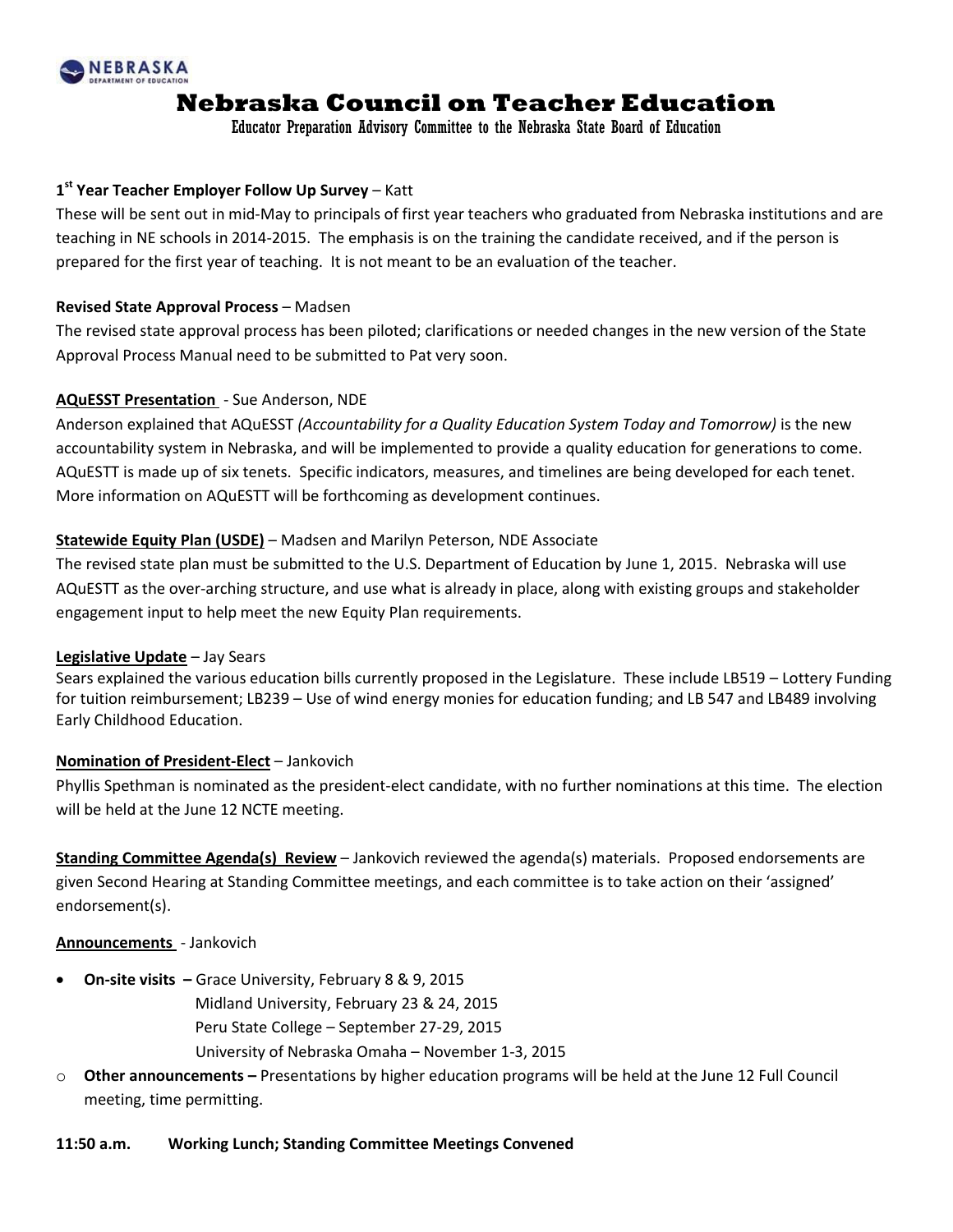# Nebraska Council on Teacher Education

Educator Preparation Advisory Committee to the Nebraska State Board of Education

**1st Year Teacher Employer Follow Up Survey** – Katt

These will be sent out in mid-May to principals of first year teachers who graduated from Nebraska institutions and are teaching in NE schools in 2014-2015. The emphasis is on the training the candidate received, and if the person is prepared for the first year of teaching. It is not meant to be an evaluation of the teacher.

**Revised State Approval Process** – Madsen

The revised state approval process has been piloted; clarifications or needed changes in the new version of the State Approval Process Manual need to be submitted to Pat very soon.

**AQuESST Presentation** - Sue Anderson, NDE

Anderson explained that AQuESST *(Accountability for a Quality Education System Today and Tomorrow)* is the new accountability system in Nebraska, and will be implemented to provide a quality education for generations to come. AQuESTT is made up of six tenets. Specific indicators, measures, and timelines are being developed for each tenet. More information on AQuESTT will be forthcoming as development continues.

**Statewide Equity Plan (USDE)** – Madsen and Marilyn Peterson, NDE Associate

The revised state plan must be submitted to the U.S. Department of Education by June 1, 2015. Nebraska will use AQuESTT as the over-arching structure, and use what is already in place, along with existing groups and stakeholder engagement input to help meet the new Equity Plan requirements.

**Legislative Update** – Jay Sears

Sears explained the various education bills currently proposed in the Legislature. These include LB519 – Lottery Funding for tuition reimbursement; LB239 – Use of wind energy monies for education funding; and LB 547 and LB489 involving Early Childhood Education.

**Nomination of President-Elect** – Jankovich

Phyllis Spethman is nominated as the president-elect candidate, with no further nominations at this time. The election will be held at the June 12 NCTE meeting.

**Standing Committee Agenda(s) Review** – Jankovich reviewed the agenda(s) materials. Proposed endorsements are given Second Hearing at Standing Committee meetings, and each committee is to take action on their 'assigned' endorsement(s).

**Announcements** - Jankovich

- **On-site visits –** Grace University, February 8 & 9, 2015
  Midland University, February 23 & 24, 2015
  Peru State College – September 27-29, 2015
  University of Nebraska Omaha – November 1-3, 2015
- **Other announcements –** Presentations by higher education programs will be held at the June 12 Full Council meeting, time permitting.

**11:50 a.m. Working Lunch; Standing Committee Meetings Convened**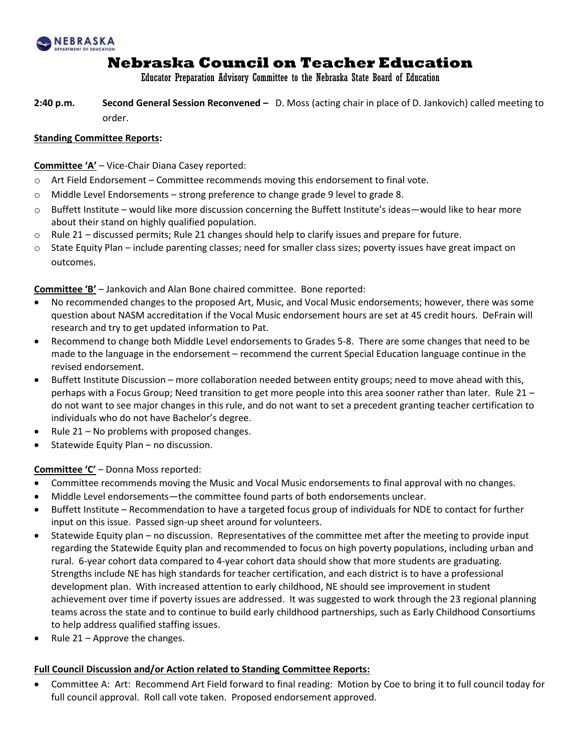# Nebraska Council on Teacher Education

Educator Preparation Advisory Committee to the Nebraska State Board of Education

**2:40 p.m. Second General Session Reconvened –** D. Moss (acting chair in place of D. Jankovich) called meeting to order.

**Standing Committee Reports:**

**Committee 'A'** – Vice-Chair Diana Casey reported:

- Art Field Endorsement – Committee recommends moving this endorsement to final vote.
- Middle Level Endorsements – strong preference to change grade 9 level to grade 8.
- Buffett Institute – would like more discussion concerning the Buffett Institute's ideas—would like to hear more about their stand on highly qualified population.
- Rule 21 – discussed permits; Rule 21 changes should help to clarify issues and prepare for future.
- State Equity Plan – include parenting classes; need for smaller class sizes; poverty issues have great impact on outcomes.

**Committee 'B'** – Jankovich and Alan Bone chaired committee. Bone reported:

- No recommended changes to the proposed Art, Music, and Vocal Music endorsements; however, there was some question about NASM accreditation if the Vocal Music endorsement hours are set at 45 credit hours. DeFrain will research and try to get updated information to Pat.
- Recommend to change both Middle Level endorsements to Grades 5-8. There are some changes that need to be made to the language in the endorsement – recommend the current Special Education language continue in the revised endorsement.
- Buffett Institute Discussion – more collaboration needed between entity groups; need to move ahead with this, perhaps with a Focus Group; Need transition to get more people into this area sooner rather than later. Rule 21 – do not want to see major changes in this rule, and do not want to set a precedent granting teacher certification to individuals who do not have Bachelor's degree.
- Rule 21 – No problems with proposed changes.
- Statewide Equity Plan – no discussion.

**Committee 'C'** – Donna Moss reported:

- Committee recommends moving the Music and Vocal Music endorsements to final approval with no changes.
- Middle Level endorsements—the committee found parts of both endorsements unclear.
- Buffett Institute – Recommendation to have a targeted focus group of individuals for NDE to contact for further input on this issue. Passed sign-up sheet around for volunteers.
- Statewide Equity plan – no discussion. Representatives of the committee met after the meeting to provide input regarding the Statewide Equity plan and recommended to focus on high poverty populations, including urban and rural. 6-year cohort data compared to 4-year cohort data should show that more students are graduating. Strengths include NE has high standards for teacher certification, and each district is to have a professional development plan. With increased attention to early childhood, NE should see improvement in student achievement over time if poverty issues are addressed. It was suggested to work through the 23 regional planning teams across the state and to continue to build early childhood partnerships, such as Early Childhood Consortiums to help address qualified staffing issues.
- Rule 21 – Approve the changes.

**Full Council Discussion and/or Action related to Standing Committee Reports:**

- Committee A: Art: Recommend Art Field forward to final reading: Motion by Coe to bring it to full council today for full council approval. Roll call vote taken. Proposed endorsement approved.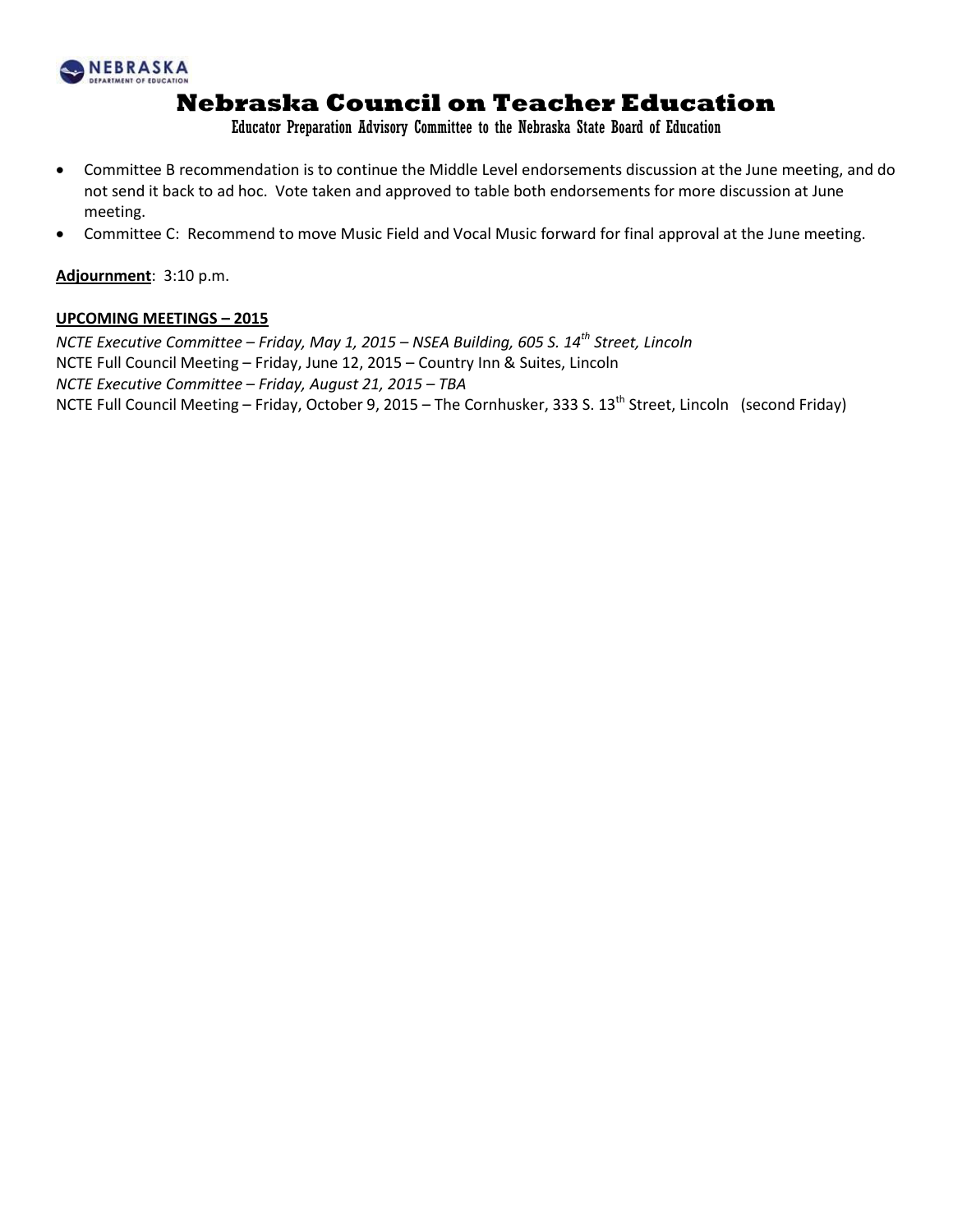- Committee B recommendation is to continue the Middle Level endorsements discussion at the June meeting, and do not send it back to ad hoc. Vote taken and approved to table both endorsements for more discussion at June meeting.
- Committee C: Recommend to move Music Field and Vocal Music forward for final approval at the June meeting.

**Adjournment**: 3:10 p.m.

**UPCOMING MEETINGS – 2015**

*NCTE Executive Committee – Friday, May 1, 2015 – NSEA Building, 605 S. 14th Street, Lincoln*

NCTE Full Council Meeting – Friday, June 12, 2015 – Country Inn & Suites, Lincoln

*NCTE Executive Committee – Friday, August 21, 2015 – TBA*

NCTE Full Council Meeting – Friday, October 9, 2015 – The Cornhusker, 333 S. 13th Street, Lincoln (second Friday)